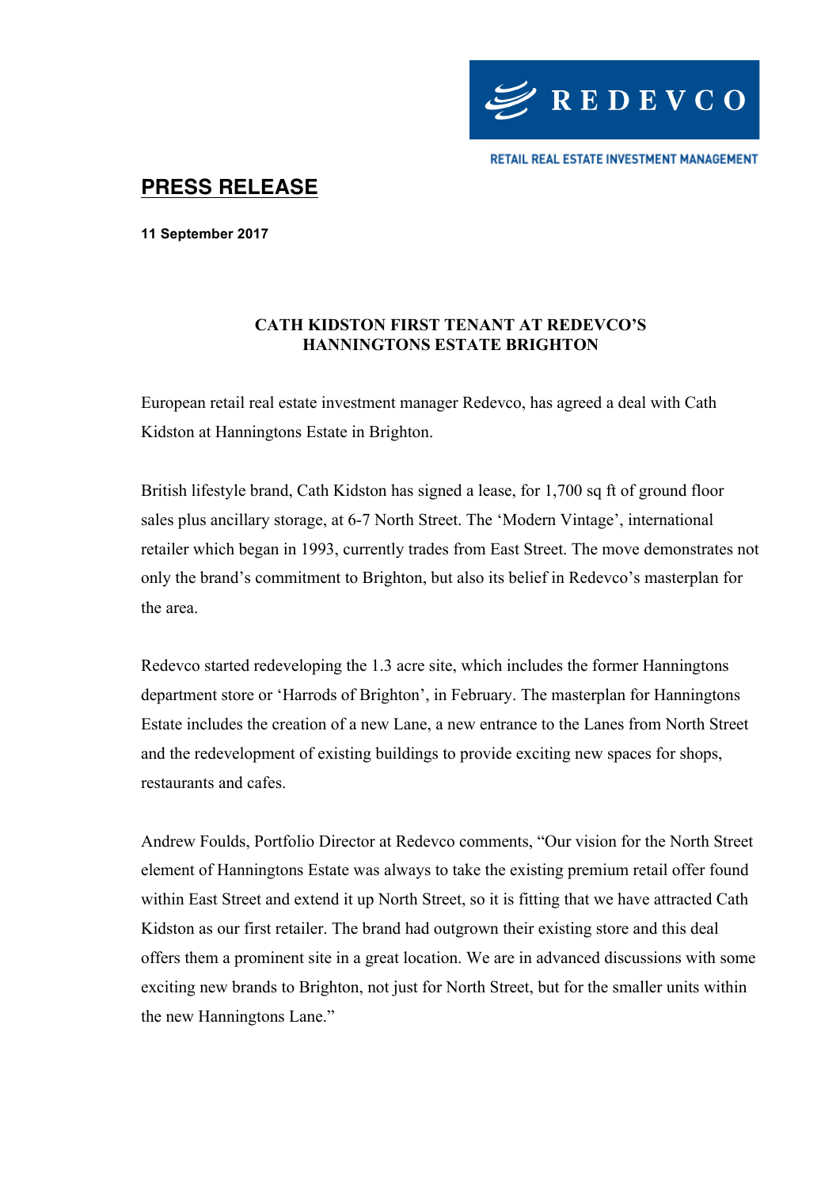REDEVCO

RETAIL REAL ESTATE INVESTMENT MANAGEMENT

# PRESS RELEASE

**11 September 2017**

## CATH KIDSTON FIRST TENANT AT REDEVCO'S HANNINGTONS ESTATE BRIGHTON

European retail real estate investment manager Redevco, has agreed a deal with Cath Kidston at Hanningtons Estate in Brighton.

British lifestyle brand, Cath Kidston has signed a lease, for 1,700 sq ft of ground floor sales plus ancillary storage, at 6-7 North Street. The 'Modern Vintage', international retailer which began in 1993, currently trades from East Street. The move demonstrates not only the brand's commitment to Brighton, but also its belief in Redevco's masterplan for the area.

Redevco started redeveloping the 1.3 acre site, which includes the former Hanningtons department store or 'Harrods of Brighton', in February. The masterplan for Hanningtons Estate includes the creation of a new Lane, a new entrance to the Lanes from North Street and the redevelopment of existing buildings to provide exciting new spaces for shops, restaurants and cafes.

Andrew Foulds, Portfolio Director at Redevco comments, "Our vision for the North Street element of Hanningtons Estate was always to take the existing premium retail offer found within East Street and extend it up North Street, so it is fitting that we have attracted Cath Kidston as our first retailer. The brand had outgrown their existing store and this deal offers them a prominent site in a great location. We are in advanced discussions with some exciting new brands to Brighton, not just for North Street, but for the smaller units within the new Hanningtons Lane."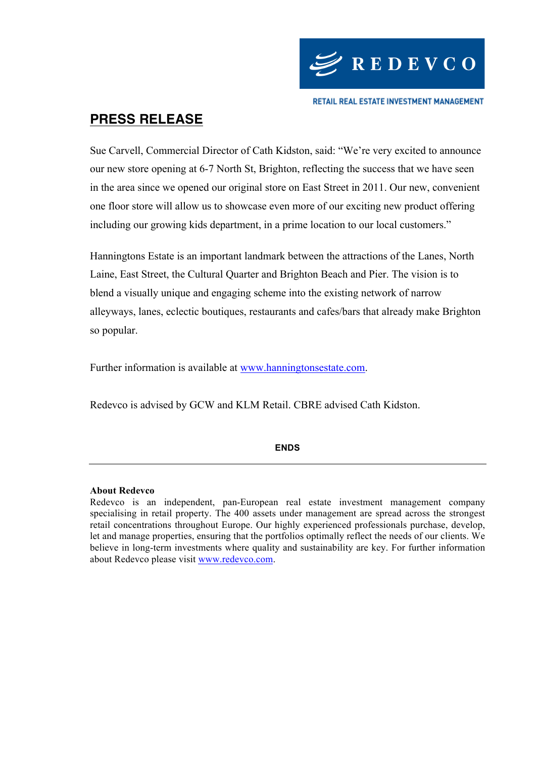REDEVCO

RETAIL REAL ESTATE INVESTMENT MANAGEMENT

# PRESS RELEASE

Sue Carvell, Commercial Director of Cath Kidston, said: "We're very excited to announce our new store opening at 6-7 North St, Brighton, reflecting the success that we have seen in the area since we opened our original store on East Street in 2011. Our new, convenient one floor store will allow us to showcase even more of our exciting new product offering including our growing kids department, in a prime location to our local customers."

Hanningtons Estate is an important landmark between the attractions of the Lanes, North Laine, East Street, the Cultural Quarter and Brighton Beach and Pier. The vision is to blend a visually unique and engaging scheme into the existing network of narrow alleyways, lanes, eclectic boutiques, restaurants and cafes/bars that already make Brighton so popular.

Further information is available at www.hanningtonsestate.com.

Redevco is advised by GCW and KLM Retail. CBRE advised Cath Kidston.

**ENDS**

---

**About Redevco**
Redevco is an independent, pan-European real estate investment management company specialising in retail property. The 400 assets under management are spread across the strongest retail concentrations throughout Europe. Our highly experienced professionals purchase, develop, let and manage properties, ensuring that the portfolios optimally reflect the needs of our clients. We believe in long-term investments where quality and sustainability are key. For further information about Redevco please visit www.redevco.com.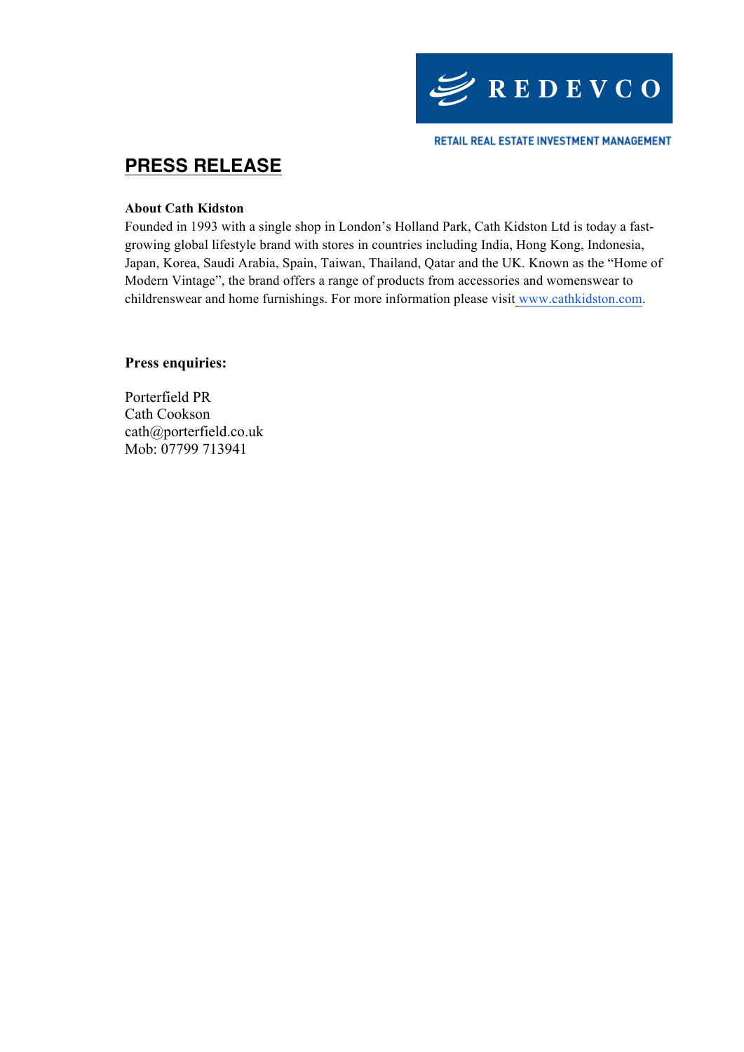REDEVCO

RETAIL REAL ESTATE INVESTMENT MANAGEMENT

# PRESS RELEASE

**About Cath Kidston**

Founded in 1993 with a single shop in London's Holland Park, Cath Kidston Ltd is today a fast-growing global lifestyle brand with stores in countries including India, Hong Kong, Indonesia, Japan, Korea, Saudi Arabia, Spain, Taiwan, Thailand, Qatar and the UK. Known as the "Home of Modern Vintage", the brand offers a range of products from accessories and womenswear to childrenswear and home furnishings. For more information please visit www.cathkidston.com.

**Press enquiries:**

Porterfield PR
Cath Cookson
cath@porterfield.co.uk
Mob: 07799 713941